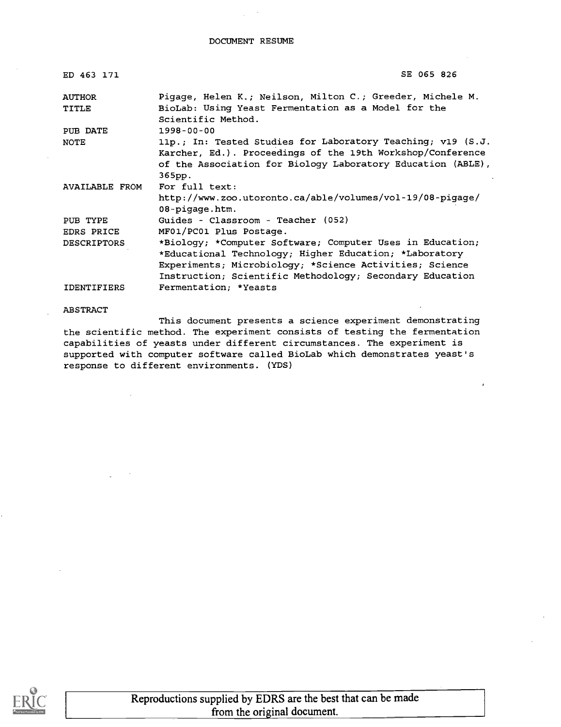DOCUMENT RESUME

| ED 463 171 | SE 065 826 |
|---|---|
| AUTHOR | Pigage, Helen K.; Neilson, Milton C.; Greeder, Michele M. |
| TITLE | BioLab: Using Yeast Fermentation as a Model for the Scientific Method. |
| PUB DATE | 1998-00-00 |
| NOTE | 11p.; In: Tested Studies for Laboratory Teaching; v19 (S.J. Karcher, Ed.). Proceedings of the 19th Workshop/Conference of the Association for Biology Laboratory Education (ABLE), 365pp. |
| AVAILABLE FROM | For full text: http://www.zoo.utoronto.ca/able/volumes/vol-19/08-pigage/08-pigage.htm. |
| PUB TYPE | Guides - Classroom - Teacher (052) |
| EDRS PRICE | MF01/PC01 Plus Postage. |
| DESCRIPTORS | *Biology; *Computer Software; Computer Uses in Education; *Educational Technology; Higher Education; *Laboratory Experiments; Microbiology; *Science Activities; Science Instruction; Scientific Methodology; Secondary Education |
| IDENTIFIERS | Fermentation; *Yeasts |

ABSTRACT

This document presents a science experiment demonstrating the scientific method. The experiment consists of testing the fermentation capabilities of yeasts under different circumstances. The experiment is supported with computer software called BioLab which demonstrates yeast's response to different environments. (YDS)

Reproductions supplied by EDRS are the best that can be made from the original document.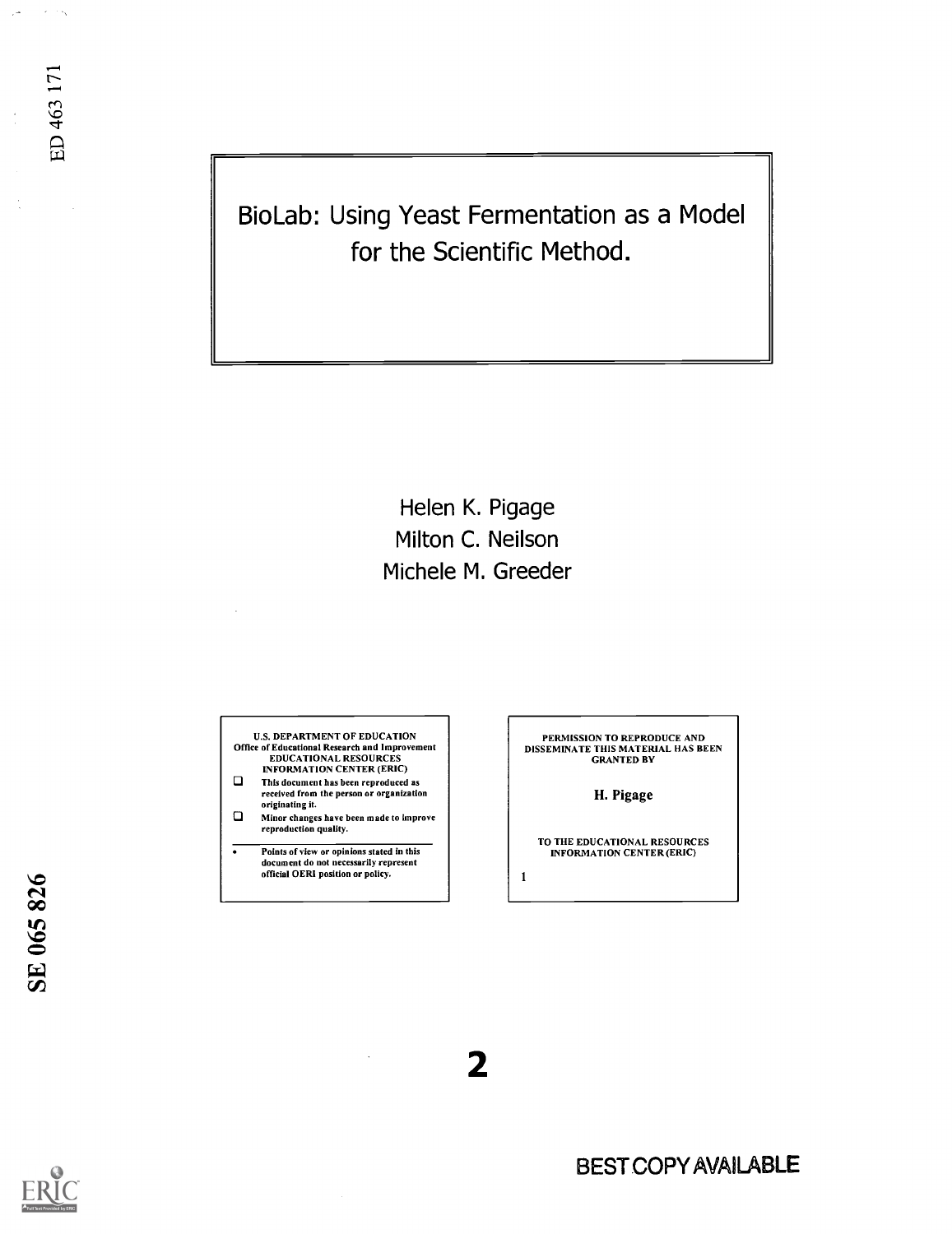ED 463 171

# BioLab: Using Yeast Fermentation as a Model for the Scientific Method.

Helen K. Pigage
Milton C. Neilson
Michele M. Greeder

U.S. DEPARTMENT OF EDUCATION
Office of Educational Research and Improvement
EDUCATIONAL RESOURCES INFORMATION CENTER (ERIC)

- This document has been reproduced as received from the person or organization originating it.
- Minor changes have been made to improve reproduction quality.
- Points of view or opinions stated in this document do not necessarily represent official OERI position or policy.

PERMISSION TO REPRODUCE AND DISSEMINATE THIS MATERIAL HAS BEEN GRANTED BY

H. Pigage

TO THE EDUCATIONAL RESOURCES INFORMATION CENTER (ERIC)

1

SE 065 826

BEST COPY AVAILABLE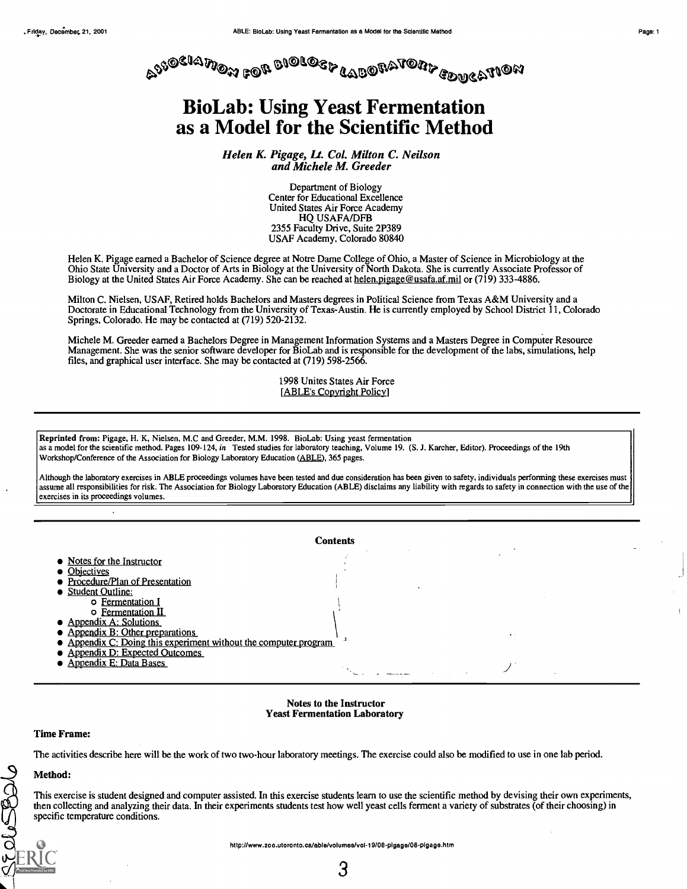# BioLab: Using Yeast Fermentation as a Model for the Scientific Method

***Helen K. Pigage, Lt. Col. Milton C. Neilson and Michele M. Greeder***

Department of Biology
Center for Educational Excellence
United States Air Force Academy
HQ USAFA/DFB
2355 Faculty Drive, Suite 2P389
USAF Academy, Colorado 80840

Helen K. Pigage earned a Bachelor of Science degree at Notre Dame College of Ohio, a Master of Science in Microbiology at the Ohio State University and a Doctor of Arts in Biology at the University of North Dakota. She is currently Associate Professor of Biology at the United States Air Force Academy. She can be reached at helen.pigage@usafa.af.mil or (719) 333-4886.

Milton C. Nielsen, USAF, Retired holds Bachelors and Masters degrees in Political Science from Texas A&M University and a Doctorate in Educational Technology from the University of Texas-Austin. He is currently employed by School District 11, Colorado Springs, Colorado. He may be contacted at (719) 520-2132.

Michele M. Greeder earned a Bachelors Degree in Management Information Systems and a Masters Degree in Computer Resource Management. She was the senior software developer for BioLab and is responsible for the development of the labs, simulations, help files, and graphical user interface. She may be contacted at (719) 598-2566.

1998 Unites States Air Force
[ABLE's Copyright Policy]

---

**Reprinted from:** Pigage, H. K, Nielsen, M.C and Greeder, M.M. 1998. BioLab: Using yeast fermentation as a model for the scientific method. Pages 109-124, *in* Tested studies for laboratory teaching, Volume 19. (S. J. Karcher, Editor). Proceedings of the 19th Workshop/Conference of the Association for Biology Laboratory Education (ABLE), 365 pages.

Although the laboratory exercises in ABLE proceedings volumes have been tested and due consideration has been given to safety, individuals performing these exercises must assume all responsibilities for risk. The Association for Biology Laboratory Education (ABLE) disclaims any liability with regards to safety in connection with the use of the exercises in its proceedings volumes.

---

**Contents**

- Notes for the Instructor
- Objectives
- Procedure/Plan of Presentation
- Student Outline:
  - Fermentation I
  - Fermentation II
- Appendix A: Solutions
- Appendix B: Other preparations
- Appendix C: Doing this experiment without the computer program
- Appendix D: Expected Outcomes
- Appendix E: Data Bases

---

**Notes to the Instructor**
**Yeast Fermentation Laboratory**

**Time Frame:**

The activities describe here will be the work of two two-hour laboratory meetings. The exercise could also be modified to use in one lab period.

**Method:**

This exercise is student designed and computer assisted. In this exercise students learn to use the scientific method by devising their own experiments, then collecting and analyzing their data. In their experiments students test how well yeast cells ferment a variety of substrates (of their choosing) in specific temperature conditions.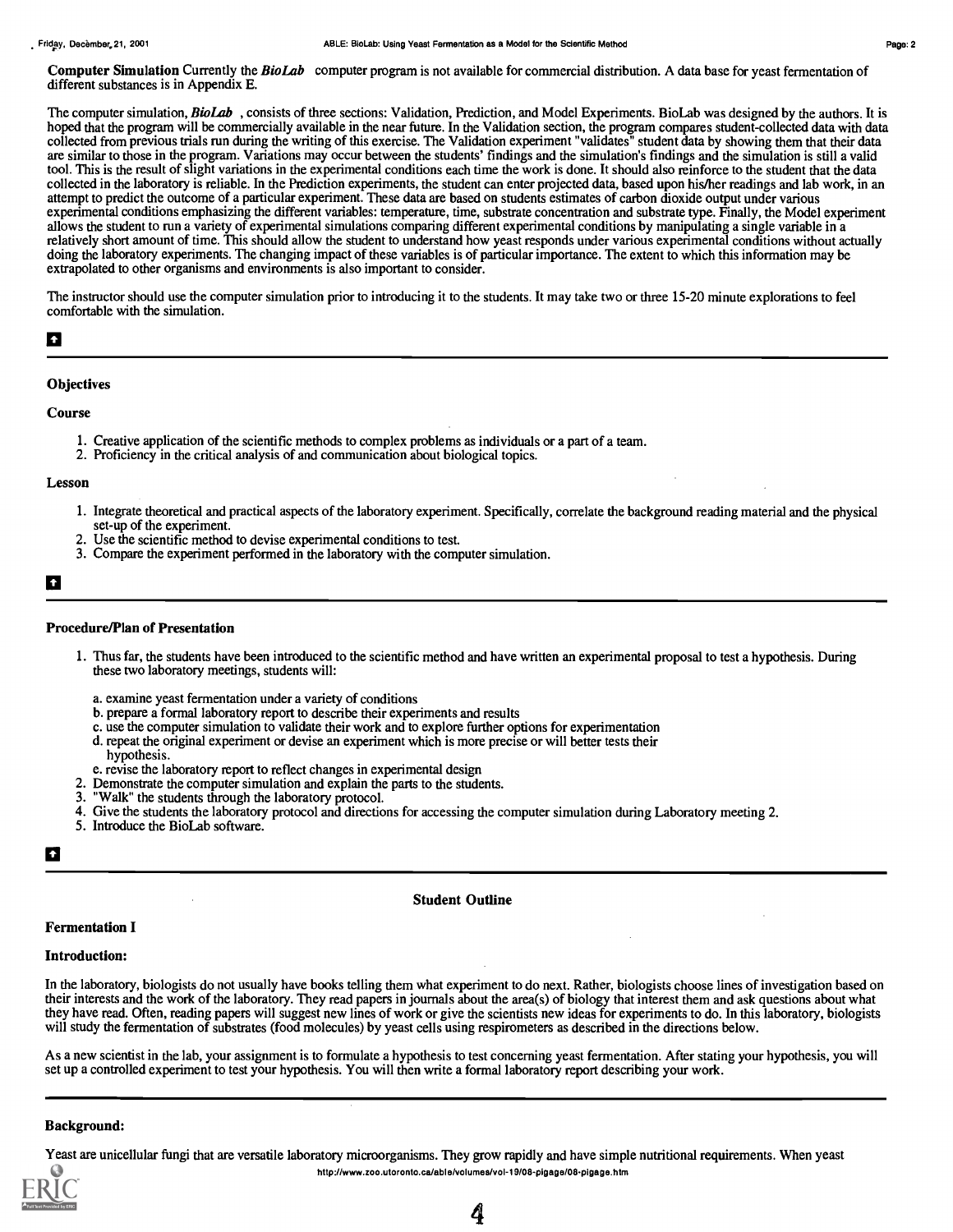**Computer Simulation** Currently the ***BioLab*** computer program is not available for commercial distribution. A data base for yeast fermentation of different substances is in Appendix E.

The computer simulation, ***BioLab*** , consists of three sections: Validation, Prediction, and Model Experiments. BioLab was designed by the authors. It is hoped that the program will be commercially available in the near future. In the Validation section, the program compares student-collected data with data collected from previous trials run during the writing of this exercise. The Validation experiment "validates" student data by showing them that their data are similar to those in the program. Variations may occur between the students' findings and the simulation's findings and the simulation is still a valid tool. This is the result of slight variations in the experimental conditions each time the work is done. It should also reinforce to the student that the data collected in the laboratory is reliable. In the Prediction experiments, the student can enter projected data, based upon his/her readings and lab work, in an attempt to predict the outcome of a particular experiment. These data are based on students estimates of carbon dioxide output under various experimental conditions emphasizing the different variables: temperature, time, substrate concentration and substrate type. Finally, the Model experiment allows the student to run a variety of experimental simulations comparing different experimental conditions by manipulating a single variable in a relatively short amount of time. This should allow the student to understand how yeast responds under various experimental conditions without actually doing the laboratory experiments. The changing impact of these variables is of particular importance. The extent to which this information may be extrapolated to other organisms and environments is also important to consider.

The instructor should use the computer simulation prior to introducing it to the students. It may take two or three 15-20 minute explorations to feel comfortable with the simulation.

### Objectives

#### Course

1. Creative application of the scientific methods to complex problems as individuals or a part of a team.
2. Proficiency in the critical analysis of and communication about biological topics.

#### Lesson

1. Integrate theoretical and practical aspects of the laboratory experiment. Specifically, correlate the background reading material and the physical set-up of the experiment.
2. Use the scientific method to devise experimental conditions to test.
3. Compare the experiment performed in the laboratory with the computer simulation.

### Procedure/Plan of Presentation

1. Thus far, the students have been introduced to the scientific method and have written an experimental proposal to test a hypothesis. During these two laboratory meetings, students will:

   a. examine yeast fermentation under a variety of conditions
   b. prepare a formal laboratory report to describe their experiments and results
   c. use the computer simulation to validate their work and to explore further options for experimentation
   d. repeat the original experiment or devise an experiment which is more precise or will better tests their hypothesis.
   e. revise the laboratory report to reflect changes in experimental design
2. Demonstrate the computer simulation and explain the parts to the students.
3. "Walk" the students through the laboratory protocol.
4. Give the students the laboratory protocol and directions for accessing the computer simulation during Laboratory meeting 2.
5. Introduce the BioLab software.

## Student Outline

### Fermentation I

### Introduction:

In the laboratory, biologists do not usually have books telling them what experiment to do next. Rather, biologists choose lines of investigation based on their interests and the work of the laboratory. They read papers in journals about the area(s) of biology that interest them and ask questions about what they have read. Often, reading papers will suggest new lines of work or give the scientists new ideas for experiments to do. In this laboratory, biologists will study the fermentation of substrates (food molecules) by yeast cells using respirometers as described in the directions below.

As a new scientist in the lab, your assignment is to formulate a hypothesis to test concerning yeast fermentation. After stating your hypothesis, you will set up a controlled experiment to test your hypothesis. You will then write a formal laboratory report describing your work.

### Background:

Yeast are unicellular fungi that are versatile laboratory microorganisms. They grow rapidly and have simple nutritional requirements. When yeast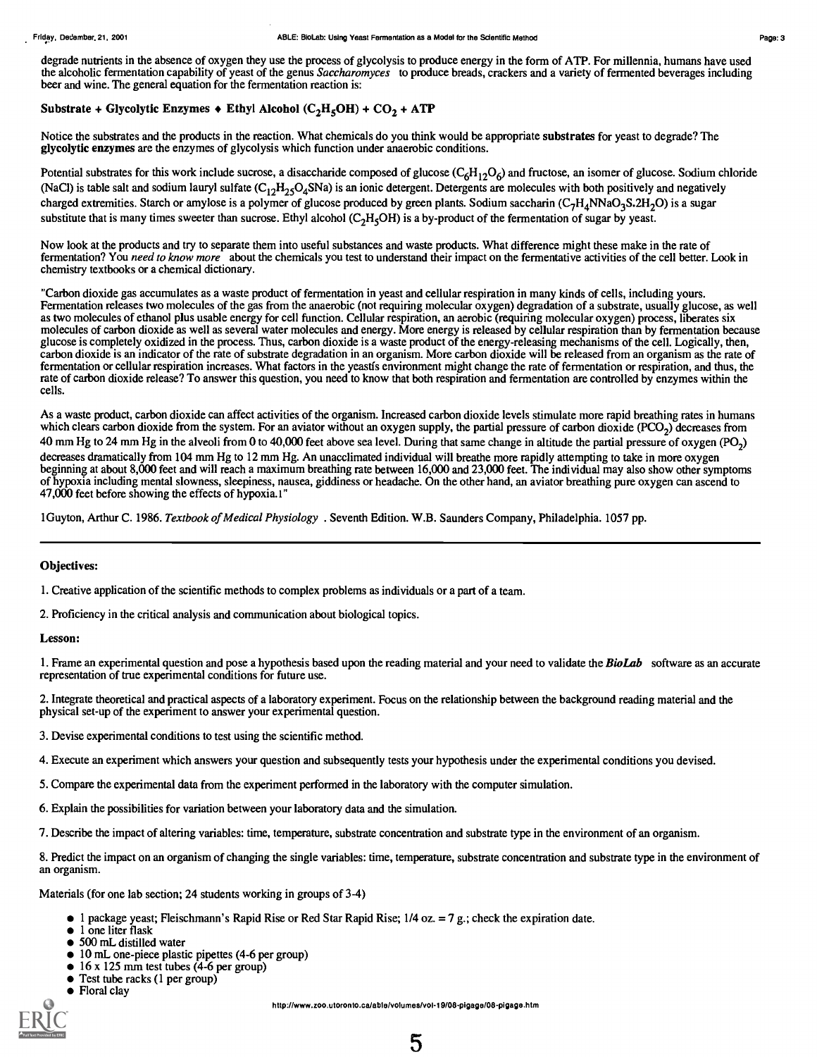degrade nutrients in the absence of oxygen they use the process of glycolysis to produce energy in the form of ATP. For millennia, humans have used the alcoholic fermentation capability of yeast of the genus *Saccharomyces* to produce breads, crackers and a variety of fermented beverages including beer and wine. The general equation for the fermentation reaction is:

**Substrate + Glycolytic Enzymes ♦ Ethyl Alcohol ($C_2H_5OH$) + $CO_2$ + ATP**

Notice the substrates and the products in the reaction. What chemicals do you think would be appropriate **substrates** for yeast to degrade? The **glycolytic enzymes** are the enzymes of glycolysis which function under anaerobic conditions.

Potential substrates for this work include sucrose, a disaccharide composed of glucose ($C_6H_{12}O_6$) and fructose, an isomer of glucose. Sodium chloride (NaCl) is table salt and sodium lauryl sulfate ($C_{12}H_{25}O_4SNa$) is an ionic detergent. Detergents are molecules with both positively and negatively charged extremities. Starch or amylose is a polymer of glucose produced by green plants. Sodium saccharin ($C_7H_4NNaO_3S.2H_2O$) is a sugar substitute that is many times sweeter than sucrose. Ethyl alcohol ($C_2H_5OH$) is a by-product of the fermentation of sugar by yeast.

Now look at the products and try to separate them into useful substances and waste products. What difference might these make in the rate of fermentation? You *need to know more* about the chemicals you test to understand their impact on the fermentative activities of the cell better. Look in chemistry textbooks or a chemical dictionary.

"Carbon dioxide gas accumulates as a waste product of fermentation in yeast and cellular respiration in many kinds of cells, including yours. Fermentation releases two molecules of the gas from the anaerobic (not requiring molecular oxygen) degradation of a substrate, usually glucose, as well as two molecules of ethanol plus usable energy for cell function. Cellular respiration, an aerobic (requiring molecular oxygen) process, liberates six molecules of carbon dioxide as well as several water molecules and energy. More energy is released by cellular respiration than by fermentation because glucose is completely oxidized in the process. Thus, carbon dioxide is a waste product of the energy-releasing mechanisms of the cell. Logically, then, carbon dioxide is an indicator of the rate of substrate degradation in an organism. More carbon dioxide will be released from an organism as the rate of fermentation or cellular respiration increases. What factors in the yeastís environment might change the rate of fermentation or respiration, and thus, the rate of carbon dioxide release? To answer this question, you need to know that both respiration and fermentation are controlled by enzymes within the cells.

As a waste product, carbon dioxide can affect activities of the organism. Increased carbon dioxide levels stimulate more rapid breathing rates in humans which clears carbon dioxide from the system. For an aviator without an oxygen supply, the partial pressure of carbon dioxide ($PCO_2$) decreases from 40 mm Hg to 24 mm Hg in the alveoli from 0 to 40,000 feet above sea level. During that same change in altitude the partial pressure of oxygen ($PO_2$) decreases dramatically from 104 mm Hg to 12 mm Hg. An unacclimated individual will breathe more rapidly attempting to take in more oxygen beginning at about 8,000 feet and will reach a maximum breathing rate between 16,000 and 23,000 feet. The individual may also show other symptoms of hypoxia including mental slowness, sleepiness, nausea, giddiness or headache. On the other hand, an aviator breathing pure oxygen can ascend to 47,000 feet before showing the effects of hypoxia.[1]"

[1] Guyton, Arthur C. 1986. *Textbook of Medical Physiology* . Seventh Edition. W.B. Saunders Company, Philadelphia. 1057 pp.

---

**Objectives:**

1. Creative application of the scientific methods to complex problems as individuals or a part of a team.

2. Proficiency in the critical analysis and communication about biological topics.

**Lesson:**

1. Frame an experimental question and pose a hypothesis based upon the reading material and your need to validate the ***BioLab*** software as an accurate representation of true experimental conditions for future use.

2. Integrate theoretical and practical aspects of a laboratory experiment. Focus on the relationship between the background reading material and the physical set-up of the experiment to answer your experimental question.

3. Devise experimental conditions to test using the scientific method.

4. Execute an experiment which answers your question and subsequently tests your hypothesis under the experimental conditions you devised.

5. Compare the experimental data from the experiment performed in the laboratory with the computer simulation.

6. Explain the possibilities for variation between your laboratory data and the simulation.

7. Describe the impact of altering variables: time, temperature, substrate concentration and substrate type in the environment of an organism.

8. Predict the impact on an organism of changing the single variables: time, temperature, substrate concentration and substrate type in the environment of an organism.

Materials (for one lab section; 24 students working in groups of 3-4)

- 1 package yeast; Fleischmann's Rapid Rise or Red Star Rapid Rise; 1/4 oz. = 7 g.; check the expiration date.
- 1 one liter flask
- 500 mL distilled water
- 10 mL one-piece plastic pipettes (4-6 per group)
- 16 x 125 mm test tubes (4-6 per group)
- Test tube racks (1 per group)
- Floral clay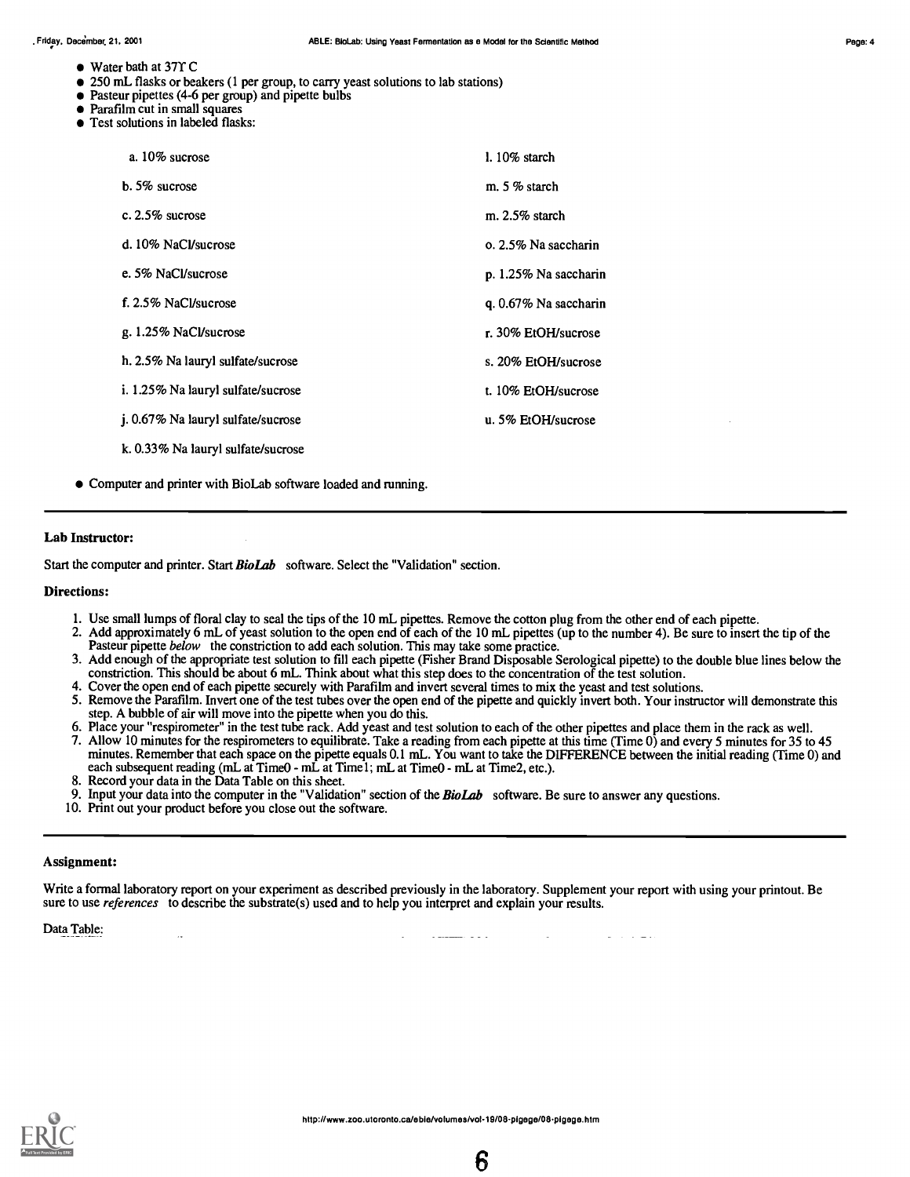- Water bath at 37Y C
- 250 mL flasks or beakers (1 per group, to carry yeast solutions to lab stations)
- Pasteur pipettes (4-6 per group) and pipette bulbs
- Parafilm cut in small squares
- Test solutions in labeled flasks:

| | |
|---|---|
| a. 10% sucrose | l. 10% starch |
| b. 5% sucrose | m. 5 % starch |
| c. 2.5% sucrose | m. 2.5% starch |
| d. 10% NaCl/sucrose | o. 2.5% Na saccharin |
| e. 5% NaCl/sucrose | p. 1.25% Na saccharin |
| f. 2.5% NaCl/sucrose | q. 0.67% Na saccharin |
| g. 1.25% NaCl/sucrose | r. 30% EtOH/sucrose |
| h. 2.5% Na lauryl sulfate/sucrose | s. 20% EtOH/sucrose |
| i. 1.25% Na lauryl sulfate/sucrose | t. 10% EtOH/sucrose |
| j. 0.67% Na lauryl sulfate/sucrose | u. 5% EtOH/sucrose |
| k. 0.33% Na lauryl sulfate/sucrose | |

- Computer and printer with BioLab software loaded and running.

---

**Lab Instructor:**

Start the computer and printer. Start ***BioLab*** software. Select the "Validation" section.

**Directions:**

1. Use small lumps of floral clay to seal the tips of the 10 mL pipettes. Remove the cotton plug from the other end of each pipette.
2. Add approximately 6 mL of yeast solution to the open end of each of the 10 mL pipettes (up to the number 4). Be sure to insert the tip of the Pasteur pipette *below* the constriction to add each solution. This may take some practice.
3. Add enough of the appropriate test solution to fill each pipette (Fisher Brand Disposable Serological pipette) to the double blue lines below the constriction. This should be about 6 mL. Think about what this step does to the concentration of the test solution.
4. Cover the open end of each pipette securely with Parafilm and invert several times to mix the yeast and test solutions.
5. Remove the Parafilm. Invert one of the test tubes over the open end of the pipette and quickly invert both. Your instructor will demonstrate this step. A bubble of air will move into the pipette when you do this.
6. Place your "respirometer" in the test tube rack. Add yeast and test solution to each of the other pipettes and place them in the rack as well.
7. Allow 10 minutes for the respirometers to equilibrate. Take a reading from each pipette at this time (Time 0) and every 5 minutes for 35 to 45 minutes. Remember that each space on the pipette equals 0.1 mL. You want to take the DIFFERENCE between the initial reading (Time 0) and each subsequent reading (mL at Time0 - mL at Time1; mL at Time0 - mL at Time2, etc.).
8. Record your data in the Data Table on this sheet.
9. Input your data into the computer in the "Validation" section of the ***BioLab*** software. Be sure to answer any questions.
10. Print out your product before you close out the software.

---

**Assignment:**

Write a formal laboratory report on your experiment as described previously in the laboratory. Supplement your report with using your printout. Be sure to use *references* to describe the substrate(s) used and to help you interpret and explain your results.

Data Table: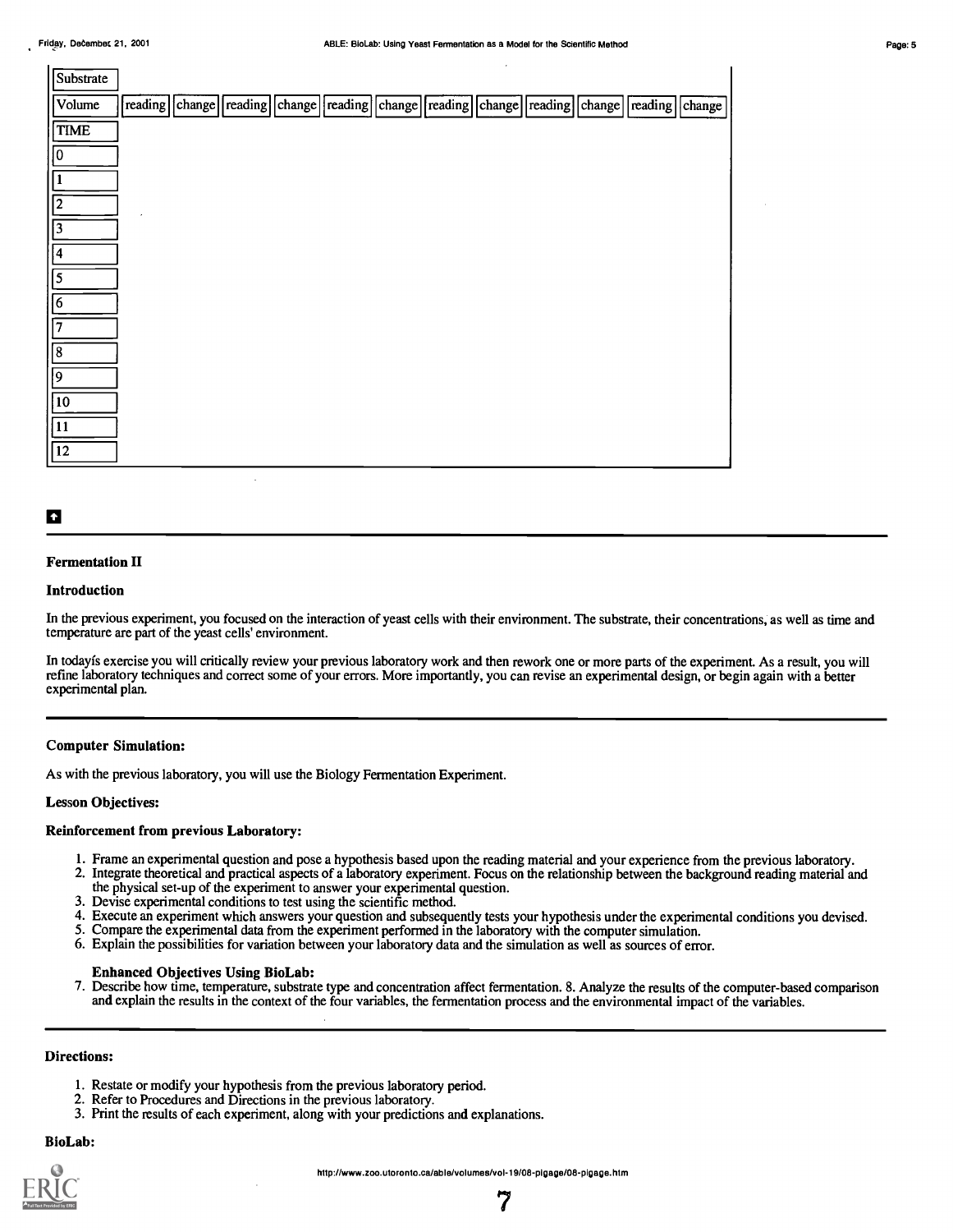| Substrate | | | | | | | | | | | | |
|---|---|---|---|---|---|---|---|---|---|---|---|---|
| Volume | reading | change | reading | change | reading | change | reading | change | reading | change | reading | change |
| TIME | | | | | | | | | | | | |
| 0 | | | | | | | | | | | | |
| 1 | | | | | | | | | | | | |
| 2 | | | | | | | | | | | | |
| 3 | | | | | | | | | | | | |
| 4 | | | | | | | | | | | | |
| 5 | | | | | | | | | | | | |
| 6 | | | | | | | | | | | | |
| 7 | | | | | | | | | | | | |
| 8 | | | | | | | | | | | | |
| 9 | | | | | | | | | | | | |
| 10 | | | | | | | | | | | | |
| 11 | | | | | | | | | | | | |
| 12 | | | | | | | | | | | | |

---

### Fermentation II

#### Introduction

In the previous experiment, you focused on the interaction of yeast cells with their environment. The substrate, their concentrations, as well as time and temperature are part of the yeast cells' environment.

In todayís exercise you will critically review your previous laboratory work and then rework one or more parts of the experiment. As a result, you will refine laboratory techniques and correct some of your errors. More importantly, you can revise an experimental design, or begin again with a better experimental plan.

---

#### Computer Simulation:

As with the previous laboratory, you will use the Biology Fermentation Experiment.

#### Lesson Objectives:

#### Reinforcement from previous Laboratory:

1. Frame an experimental question and pose a hypothesis based upon the reading material and your experience from the previous laboratory.
2. Integrate theoretical and practical aspects of a laboratory experiment. Focus on the relationship between the background reading material and the physical set-up of the experiment to answer your experimental question.
3. Devise experimental conditions to test using the scientific method.
4. Execute an experiment which answers your question and subsequently tests your hypothesis under the experimental conditions you devised.
5. Compare the experimental data from the experiment performed in the laboratory with the computer simulation.
6. Explain the possibilities for variation between your laboratory data and the simulation as well as sources of error.

**Enhanced Objectives Using BioLab:**

7. Describe how time, temperature, substrate type and concentration affect fermentation. 8. Analyze the results of the computer-based comparison and explain the results in the context of the four variables, the fermentation process and the environmental impact of the variables.

---

#### Directions:

1. Restate or modify your hypothesis from the previous laboratory period.
2. Refer to Procedures and Directions in the previous laboratory.
3. Print the results of each experiment, along with your predictions and explanations.

#### BioLab: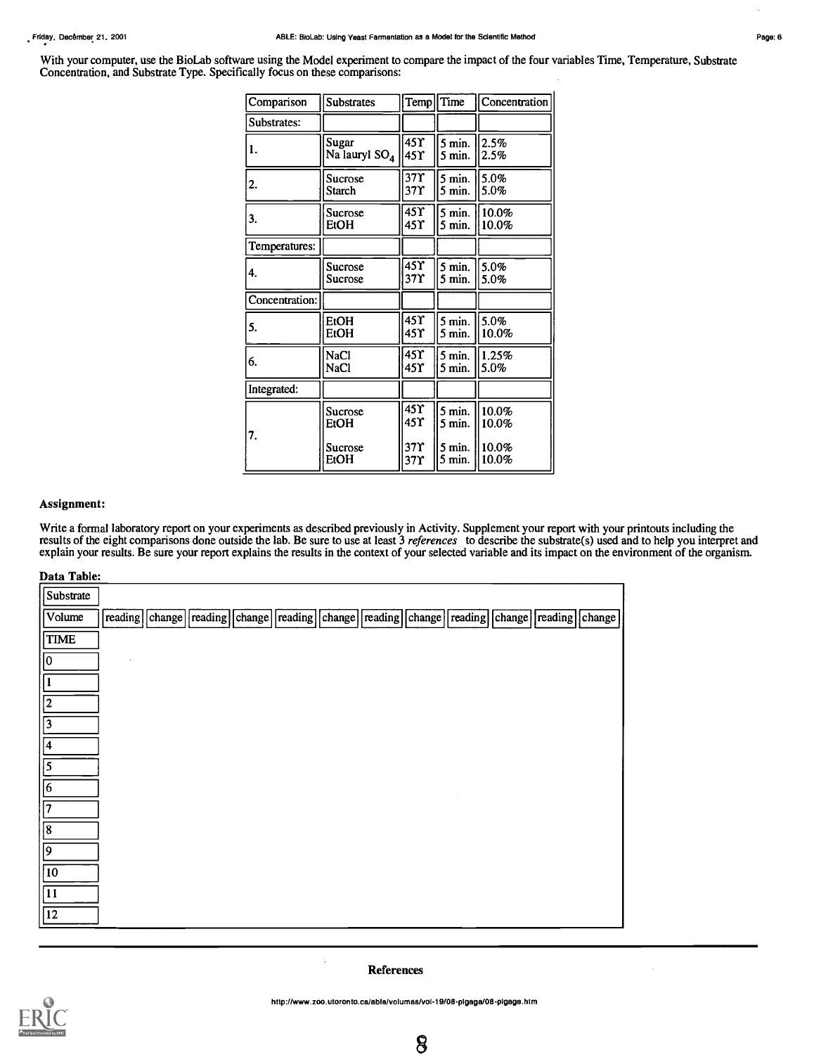With your computer, use the BioLab software using the Model experiment to compare the impact of the four variables Time, Temperature, Substrate Concentration, and Substrate Type. Specifically focus on these comparisons:

| Comparison | Substrates | Temp | Time | Concentration |
|---|---|---|---|---|
| Substrates: | | | | |
| 1. | Sugar<br>Na lauryl $SO_4$ | 45Υ<br>45Υ | 5 min.<br>5 min. | 2.5%<br>2.5% |
| 2. | Sucrose<br>Starch | 37Υ<br>37Υ | 5 min.<br>5 min. | 5.0%<br>5.0% |
| 3. | Sucrose<br>EtOH | 45Υ<br>45Υ | 5 min.<br>5 min. | 10.0%<br>10.0% |
| Temperatures: | | | | |
| 4. | Sucrose<br>Sucrose | 45Υ<br>37Υ | 5 min.<br>5 min. | 5.0%<br>5.0% |
| Concentration: | | | | |
| 5. | EtOH<br>EtOH | 45Υ<br>45Υ | 5 min.<br>5 min. | 5.0%<br>10.0% |
| 6. | NaCl<br>NaCl | 45Υ<br>45Υ | 5 min.<br>5 min. | 1.25%<br>5.0% |
| Integrated: | | | | |
| 7. | Sucrose<br>EtOH<br><br>Sucrose<br>EtOH | 45Υ<br>45Υ<br><br>37Υ<br>37Υ | 5 min.<br>5 min.<br><br>5 min.<br>5 min. | 10.0%<br>10.0%<br><br>10.0%<br>10.0% |

**Assignment:**

Write a formal laboratory report on your experiments as described previously in Activity. Supplement your report with your printouts including the results of the eight comparisons done outside the lab. Be sure to use at least 3 *references* to describe the substrate(s) used and to help you interpret and explain your results. Be sure your report explains the results in the context of your selected variable and its impact on the environment of the organism.

**Data Table:**

| Substrate | | | | | | | | | | | | |
|---|---|---|---|---|---|---|---|---|---|---|---|---|
| Volume | reading | change | reading | change | reading | change | reading | change | reading | change | reading | change |
| TIME | | | | | | | | | | | | |
| 0 | | | | | | | | | | | | |
| 1 | | | | | | | | | | | | |
| 2 | | | | | | | | | | | | |
| 3 | | | | | | | | | | | | |
| 4 | | | | | | | | | | | | |
| 5 | | | | | | | | | | | | |
| 6 | | | | | | | | | | | | |
| 7 | | | | | | | | | | | | |
| 8 | | | | | | | | | | | | |
| 9 | | | | | | | | | | | | |
| 10 | | | | | | | | | | | | |
| 11 | | | | | | | | | | | | |
| 12 | | | | | | | | | | | | |

**References**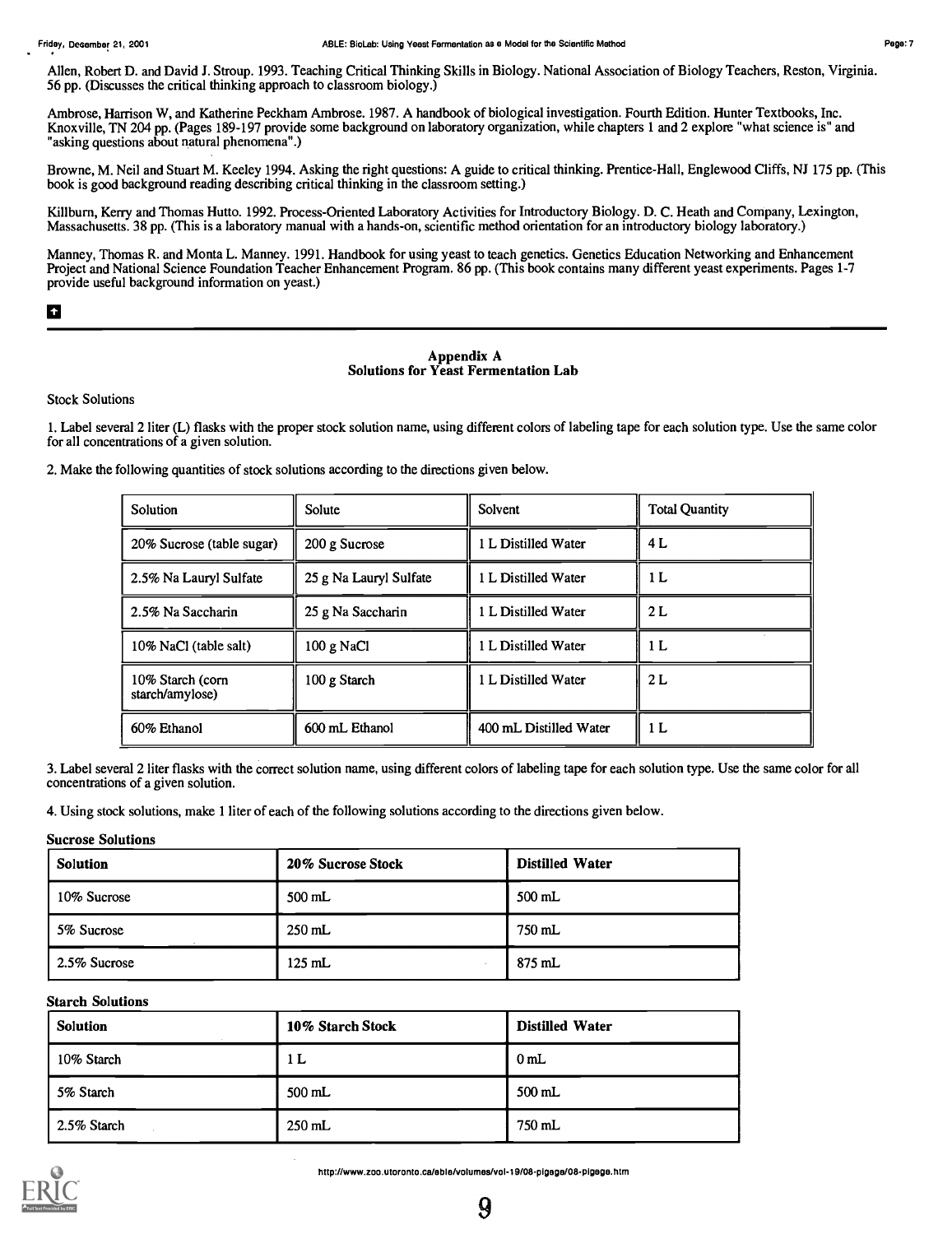Allen, Robert D. and David J. Stroup. 1993. Teaching Critical Thinking Skills in Biology. National Association of Biology Teachers, Reston, Virginia. 56 pp. (Discusses the critical thinking approach to classroom biology.)

Ambrose, Harrison W, and Katherine Peckham Ambrose. 1987. A handbook of biological investigation. Fourth Edition. Hunter Textbooks, Inc. Knoxville, TN 204 pp. (Pages 189-197 provide some background on laboratory organization, while chapters 1 and 2 explore "what science is" and "asking questions about natural phenomena".)

Browne, M. Neil and Stuart M. Keeley 1994. Asking the right questions: A guide to critical thinking. Prentice-Hall, Englewood Cliffs, NJ 175 pp. (This book is good background reading describing critical thinking in the classroom setting.)

Killburn, Kerry and Thomas Hutto. 1992. Process-Oriented Laboratory Activities for Introductory Biology. D. C. Heath and Company, Lexington, Massachusetts. 38 pp. (This is a laboratory manual with a hands-on, scientific method orientation for an introductory biology laboratory.)

Manney, Thomas R. and Monta L. Manney. 1991. Handbook for using yeast to teach genetics. Genetics Education Networking and Enhancement Project and National Science Foundation Teacher Enhancement Program. 86 pp. (This book contains many different yeast experiments. Pages 1-7 provide useful background information on yeast.)

---

## Appendix A
## Solutions for Yeast Fermentation Lab

Stock Solutions

1. Label several 2 liter (L) flasks with the proper stock solution name, using different colors of labeling tape for each solution type. Use the same color for all concentrations of a given solution.

2. Make the following quantities of stock solutions according to the directions given below.

| Solution | Solute | Solvent | Total Quantity |
|---|---|---|---|
| 20% Sucrose (table sugar) | 200 g Sucrose | 1 L Distilled Water | 4 L |
| 2.5% Na Lauryl Sulfate | 25 g Na Lauryl Sulfate | 1 L Distilled Water | 1 L |
| 2.5% Na Saccharin | 25 g Na Saccharin | 1 L Distilled Water | 2 L |
| 10% NaCl (table salt) | 100 g NaCl | 1 L Distilled Water | 1 L |
| 10% Starch (corn starch/amylose) | 100 g Starch | 1 L Distilled Water | 2 L |
| 60% Ethanol | 600 mL Ethanol | 400 mL Distilled Water | 1 L |

3. Label several 2 liter flasks with the correct solution name, using different colors of labeling tape for each solution type. Use the same color for all concentrations of a given solution.

4. Using stock solutions, make 1 liter of each of the following solutions according to the directions given below.

**Sucrose Solutions**

| Solution | 20% Sucrose Stock | Distilled Water |
|---|---|---|
| 10% Sucrose | 500 mL | 500 mL |
| 5% Sucrose | 250 mL | 750 mL |
| 2.5% Sucrose | 125 mL | 875 mL |

**Starch Solutions**

| Solution | 10% Starch Stock | Distilled Water |
|---|---|---|
| 10% Starch | 1 L | 0 mL |
| 5% Starch | 500 mL | 500 mL |
| 2.5% Starch | 250 mL | 750 mL |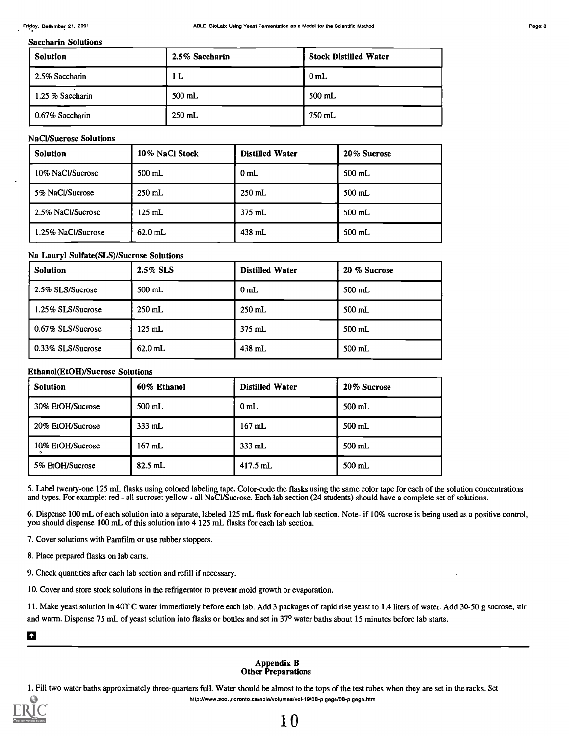**Saccharin Solutions**

| Solution | 2.5% Saccharin | Stock Distilled Water |
|---|---|---|
| 2.5% Saccharin | 1 L | 0 mL |
| 1.25 % Saccharin | 500 mL | 500 mL |
| 0.67% Saccharin | 250 mL | 750 mL |

**NaCl/Sucrose Solutions**

| Solution | 10% NaCl Stock | Distilled Water | 20% Sucrose |
|---|---|---|---|
| 10% NaCl/Sucrose | 500 mL | 0 mL | 500 mL |
| 5% NaCl/Sucrose | 250 mL | 250 mL | 500 mL |
| 2.5% NaCl/Sucrose | 125 mL | 375 mL | 500 mL |
| 1.25% NaCl/Sucrose | 62.0 mL | 438 mL | 500 mL |

**Na Lauryl Sulfate(SLS)/Sucrose Solutions**

| Solution | 2.5% SLS | Distilled Water | 20 % Sucrose |
|---|---|---|---|
| 2.5% SLS/Sucrose | 500 mL | 0 mL | 500 mL |
| 1.25% SLS/Sucrose | 250 mL | 250 mL | 500 mL |
| 0.67% SLS/Sucrose | 125 mL | 375 mL | 500 mL |
| 0.33% SLS/Sucrose | 62.0 mL | 438 mL | 500 mL |

**Ethanol(EtOH)/Sucrose Solutions**

| Solution | 60% Ethanol | Distilled Water | 20% Sucrose |
|---|---|---|---|
| 30% EtOH/Sucrose | 500 mL | 0 mL | 500 mL |
| 20% EtOH/Sucrose | 333 mL | 167 mL | 500 mL |
| 10% EtOH/Sucrose | 167 mL | 333 mL | 500 mL |
| 5% EtOH/Sucrose | 82.5 mL | 417.5 mL | 500 mL |

5. Label twenty-one 125 mL flasks using colored labeling tape. Color-code the flasks using the same color tape for each of the solution concentrations and types. For example: red - all sucrose; yellow - all NaCl/Sucrose. Each lab section (24 students) should have a complete set of solutions.

6. Dispense 100 mL of each solution into a separate, labeled 125 mL flask for each lab section. Note- if 10% sucrose is being used as a positive control, you should dispense 100 mL of this solution into 4 125 mL flasks for each lab section.

7. Cover solutions with Parafilm or use rubber stoppers.

8. Place prepared flasks on lab carts.

9. Check quantities after each lab section and refill if necessary.

10. Cover and store stock solutions in the refrigerator to prevent mold growth or evaporation.

11. Make yeast solution in 40Y C water immediately before each lab. Add 3 packages of rapid rise yeast to 1.4 liters of water. Add 30-50 g sucrose, stir and warm. Dispense 75 mL of yeast solution into flasks or bottles and set in 37$^{o}$ water baths about 15 minutes before lab starts.

## Appendix B
## Other Preparations

1. Fill two water baths approximately three-quarters full. Water should be almost to the tops of the test tubes when they are set in the racks. Set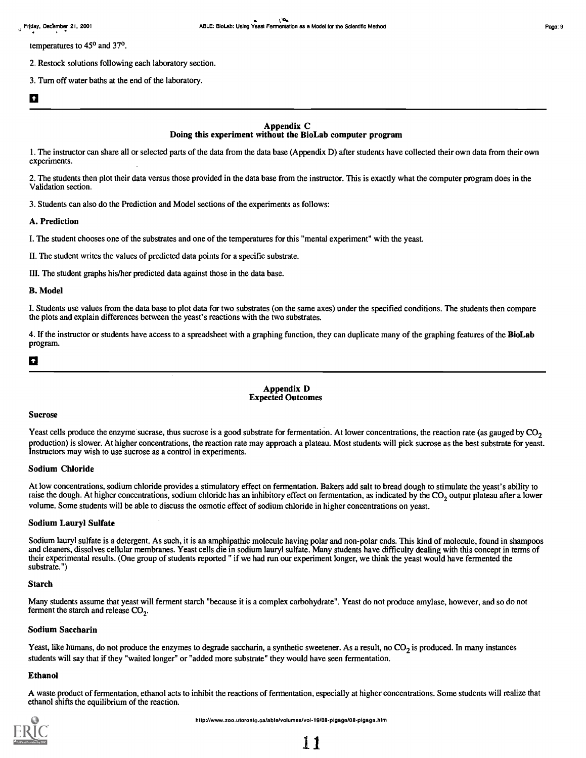temperatures to 45° and 37°.

2. Restock solutions following each laboratory section.

3. Turn off water baths at the end of the laboratory.

## Appendix C
## Doing this experiment without the BioLab computer program

1. The instructor can share all or selected parts of the data from the data base (Appendix D) after students have collected their own data from their own experiments.

2. The students then plot their data versus those provided in the data base from the instructor. This is exactly what the computer program does in the Validation section.

3. Students can also do the Prediction and Model sections of the experiments as follows:

**A. Prediction**

I. The student chooses one of the substrates and one of the temperatures for this "mental experiment" with the yeast.

II. The student writes the values of predicted data points for a specific substrate.

III. The student graphs his/her predicted data against those in the data base.

**B. Model**

I. Students use values from the data base to plot data for two substrates (on the same axes) under the specified conditions. The students then compare the plots and explain differences between the yeast's reactions with the two substrates.

4. If the instructor or students have access to a spreadsheet with a graphing function, they can duplicate many of the graphing features of the **BioLab** program.

## Appendix D
## Expected Outcomes

**Sucrose**

Yeast cells produce the enzyme sucrase, thus sucrose is a good substrate for fermentation. At lower concentrations, the reaction rate (as gauged by $CO_2$ production) is slower. At higher concentrations, the reaction rate may approach a plateau. Most students will pick sucrose as the best substrate for yeast. Instructors may wish to use sucrose as a control in experiments.

**Sodium Chloride**

At low concentrations, sodium chloride provides a stimulatory effect on fermentation. Bakers add salt to bread dough to stimulate the yeast's ability to raise the dough. At higher concentrations, sodium chloride has an inhibitory effect on fermentation, as indicated by the $CO_2$ output plateau after a lower volume. Some students will be able to discuss the osmotic effect of sodium chloride in higher concentrations on yeast.

**Sodium Lauryl Sulfate**

Sodium lauryl sulfate is a detergent. As such, it is an amphipathic molecule having polar and non-polar ends. This kind of molecule, found in shampoos and cleaners, dissolves cellular membranes. Yeast cells die in sodium lauryl sulfate. Many students have difficulty dealing with this concept in terms of their experimental results. (One group of students reported " if we had run our experiment longer, we think the yeast would have fermented the substrate.")

**Starch**

Many students assume that yeast will ferment starch "because it is a complex carbohydrate". Yeast do not produce amylase, however, and so do not ferment the starch and release $CO_2$.

**Sodium Saccharin**

Yeast, like humans, do not produce the enzymes to degrade saccharin, a synthetic sweetener. As a result, no $CO_2$ is produced. In many instances students will say that if they "waited longer" or "added more substrate" they would have seen fermentation.

**Ethanol**

A waste product of fermentation, ethanol acts to inhibit the reactions of fermentation, especially at higher concentrations. Some students will realize that ethanol shifts the equilibrium of the reaction.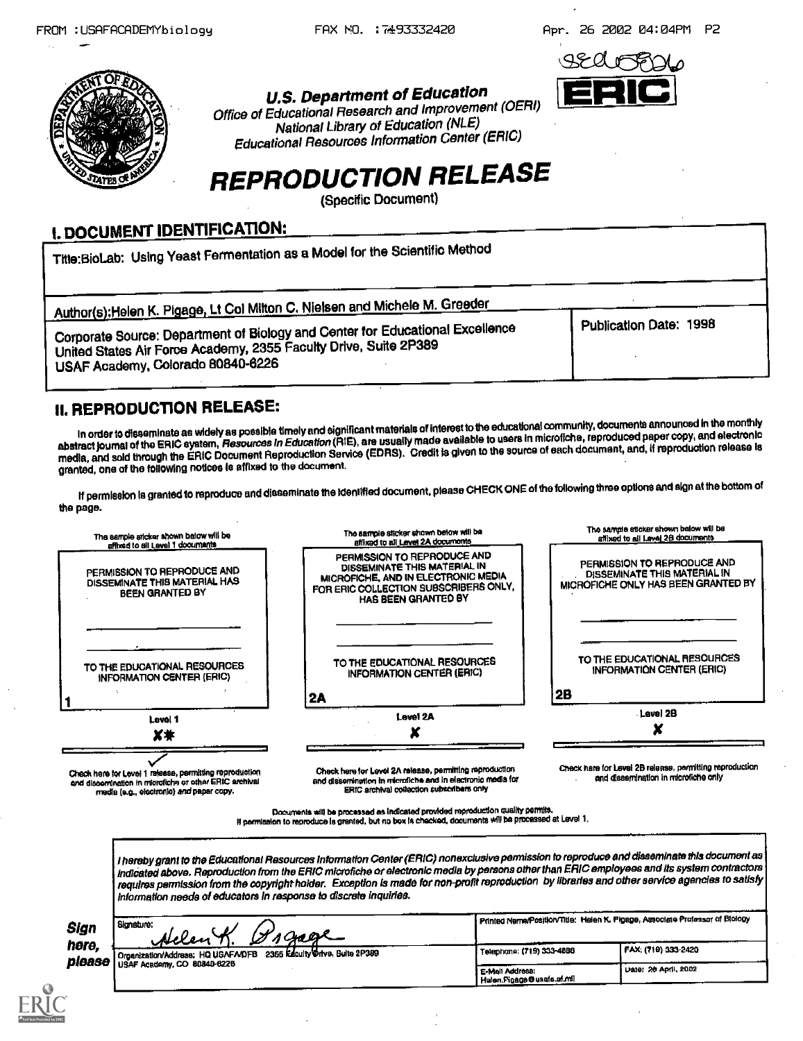# U.S. Department of Education

Office of Educational Research and Improvement (OERI)
National Library of Education (NLE)
Educational Resources Information Center (ERIC)

# REPRODUCTION RELEASE

(Specific Document)

## I. DOCUMENT IDENTIFICATION:

Title: BioLab: Using Yeast Fermentation as a Model for the Scientific Method

Author(s): Helen K. Pigage, Lt Col Milton C. Nielsen and Michele M. Greeder

Corporate Source: Department of Biology and Center for Educational Excellence
United States Air Force Academy, 2355 Faculty Drive, Suite 2P389
USAF Academy, Colorado 80840-6226

Publication Date: 1998

## II. REPRODUCTION RELEASE:

In order to disseminate as widely as possible timely and significant materials of interest to the educational community, documents announced in the monthly abstract journal of the ERIC system, *Resources in Education* (RIE), are usually made available to users in microfiche, reproduced paper copy, and electronic media, and sold through the ERIC Document Reproduction Service (EDRS). Credit is given to the source of each document, and, if reproduction release is granted, one of the following notices is affixed to the document.

If permission is granted to reproduce and disseminate the identified document, please CHECK ONE of the following three options and sign at the bottom of the page.

| The sample sticker shown below will be affixed to all Level 1 documents | The sample sticker shown below will be affixed to all Level 2A documents | The sample sticker shown below will be affixed to all Level 2B documents |
|---|---|---|
| PERMISSION TO REPRODUCE AND DISSEMINATE THIS MATERIAL HAS BEEN GRANTED BY ______ TO THE EDUCATIONAL RESOURCES INFORMATION CENTER (ERIC) | PERMISSION TO REPRODUCE AND DISSEMINATE THIS MATERIAL IN MICROFICHE, AND IN ELECTRONIC MEDIA FOR ERIC COLLECTION SUBSCRIBERS ONLY, HAS BEEN GRANTED BY ______ TO THE EDUCATIONAL RESOURCES INFORMATION CENTER (ERIC) | PERMISSION TO REPRODUCE AND DISSEMINATE THIS MATERIAL IN MICROFICHE ONLY HAS BEEN GRANTED BY ______ TO THE EDUCATIONAL RESOURCES INFORMATION CENTER (ERIC) |
| 1 | 2A | 2B |
| Level 1 | Level 2A | Level 2B |
| ✓ Check here for Level 1 release, permitting reproduction and dissemination in microfiche or other ERIC archival media (e.g., electronic) *and* paper copy. | Check here for Level 2A release, permitting reproduction and dissemination in microfiche and in electronic media for ERIC archival collection subscribers only | Check here for Level 2B release, permitting reproduction and dissemination in microfiche only |

Documents will be processed as indicated provided reproduction quality permits.
If permission to reproduce is granted, but no box is checked, documents will be processed at Level 1.

*I hereby grant to the Educational Resources Information Center (ERIC) nonexclusive permission to reproduce and disseminate this document as indicated above. Reproduction from the ERIC microfiche or electronic media by persons other than ERIC employees and its system contractors requires permission from the copyright holder. Exception is made for non-profit reproduction by libraries and other service agencies to satisfy information needs of educators in response to discrete inquiries.*

**Sign here, please**

| | | |
|---|---|---|
| Signature: Helen K. Pigage | Printed Name/Position/Title: Helen K. Pigage, Associate Professor of Biology | |
| Organization/Address: HQ USAFA/DFB 2355 Faculty Drive, Suite 2P389 USAF Academy, CO 80840-6226 | Telephone: (719) 333-4886 | FAX: (719) 333-2420 |
| | E-Mail Address: Helen.Pigage@usafa.af.mil | Date: 26 April, 2002 |